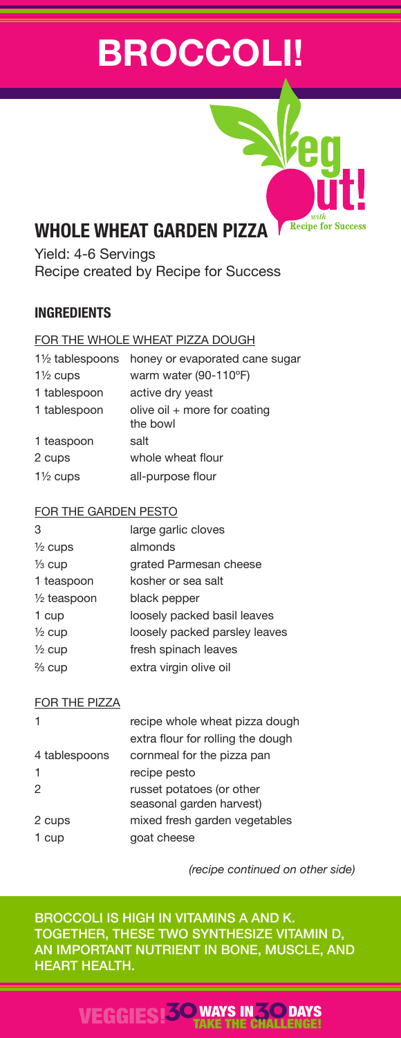# BROCCOLI!

Veg out! with Recipe for Success

## WHOLE WHEAT GARDEN PIZZA

Yield: 4-6 Servings
Recipe created by Recipe for Success

### INGREDIENTS

FOR THE WHOLE WHEAT PIZZA DOUGH

| | |
|---|---|
| 1½ tablespoons | honey or evaporated cane sugar |
| 1½ cups | warm water (90-110ºF) |
| 1 tablespoon | active dry yeast |
| 1 tablespoon | olive oil + more for coating the bowl |
| 1 teaspoon | salt |
| 2 cups | whole wheat flour |
| 1½ cups | all-purpose flour |

FOR THE GARDEN PESTO

| | |
|---|---|
| 3 | large garlic cloves |
| ½ cups | almonds |
| ⅓ cup | grated Parmesan cheese |
| 1 teaspoon | kosher or sea salt |
| ½ teaspoon | black pepper |
| 1 cup | loosely packed basil leaves |
| ½ cup | loosely packed parsley leaves |
| ½ cup | fresh spinach leaves |
| ⅔ cup | extra virgin olive oil |

FOR THE PIZZA

| | |
|---|---|
| 1 | recipe whole wheat pizza dough |
| | extra flour for rolling the dough |
| 4 tablespoons | cornmeal for the pizza pan |
| 1 | recipe pesto |
| 2 | russet potatoes (or other seasonal garden harvest) |
| 2 cups | mixed fresh garden vegetables |
| 1 cup | goat cheese |

*(recipe continued on other side)*

BROCCOLI IS HIGH IN VITAMINS A AND K. TOGETHER, THESE TWO SYNTHESIZE VITAMIN D, AN IMPORTANT NUTRIENT IN BONE, MUSCLE, AND HEART HEALTH.

VEGGIES! 30 WAYS IN 30 DAYS TAKE THE CHALLENGE!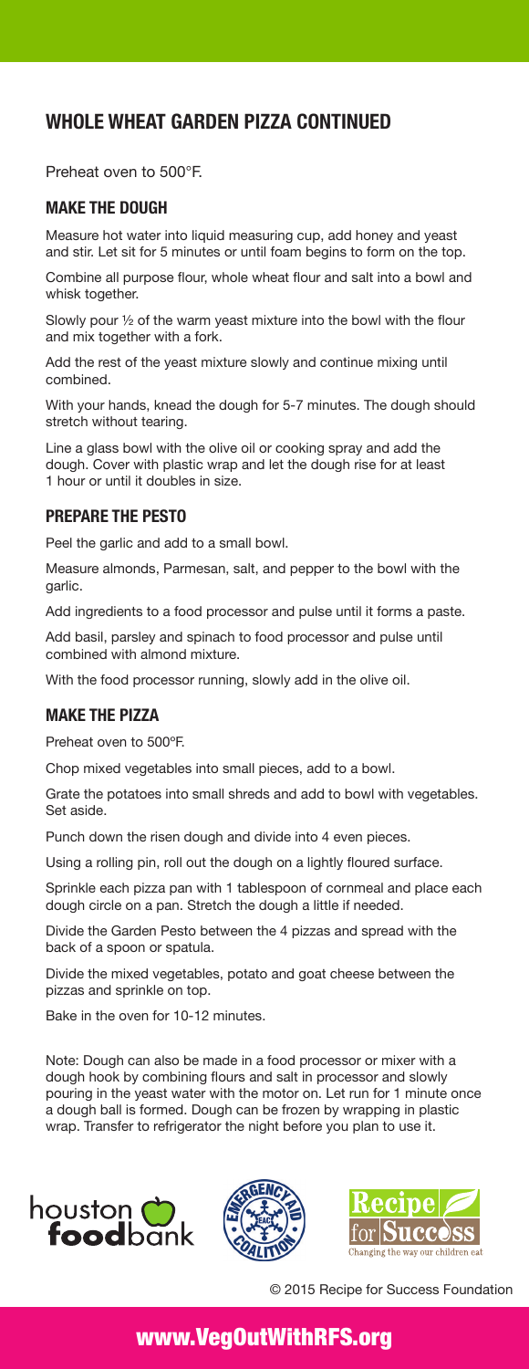# WHOLE WHEAT GARDEN PIZZA CONTINUED

Preheat oven to 500°F.

## MAKE THE DOUGH

Measure hot water into liquid measuring cup, add honey and yeast and stir. Let sit for 5 minutes or until foam begins to form on the top.

Combine all purpose flour, whole wheat flour and salt into a bowl and whisk together.

Slowly pour ½ of the warm yeast mixture into the bowl with the flour and mix together with a fork.

Add the rest of the yeast mixture slowly and continue mixing until combined.

With your hands, knead the dough for 5-7 minutes. The dough should stretch without tearing.

Line a glass bowl with the olive oil or cooking spray and add the dough. Cover with plastic wrap and let the dough rise for at least 1 hour or until it doubles in size.

## PREPARE THE PESTO

Peel the garlic and add to a small bowl.

Measure almonds, Parmesan, salt, and pepper to the bowl with the garlic.

Add ingredients to a food processor and pulse until it forms a paste.

Add basil, parsley and spinach to food processor and pulse until combined with almond mixture.

With the food processor running, slowly add in the olive oil.

## MAKE THE PIZZA

Preheat oven to 500ºF.

Chop mixed vegetables into small pieces, add to a bowl.

Grate the potatoes into small shreds and add to bowl with vegetables. Set aside.

Punch down the risen dough and divide into 4 even pieces.

Using a rolling pin, roll out the dough on a lightly floured surface.

Sprinkle each pizza pan with 1 tablespoon of cornmeal and place each dough circle on a pan. Stretch the dough a little if needed.

Divide the Garden Pesto between the 4 pizzas and spread with the back of a spoon or spatula.

Divide the mixed vegetables, potato and goat cheese between the pizzas and sprinkle on top.

Bake in the oven for 10-12 minutes.

Note: Dough can also be made in a food processor or mixer with a dough hook by combining flours and salt in processor and slowly pouring in the yeast water with the motor on. Let run for 1 minute once a dough ball is formed. Dough can be frozen by wrapping in plastic wrap. Transfer to refrigerator the night before you plan to use it.

houston foodbank

Emergency Aid Coalition

Recipe for Success — Changing the way our children eat

© 2015 Recipe for Success Foundation

www.VegOutWithRFS.org